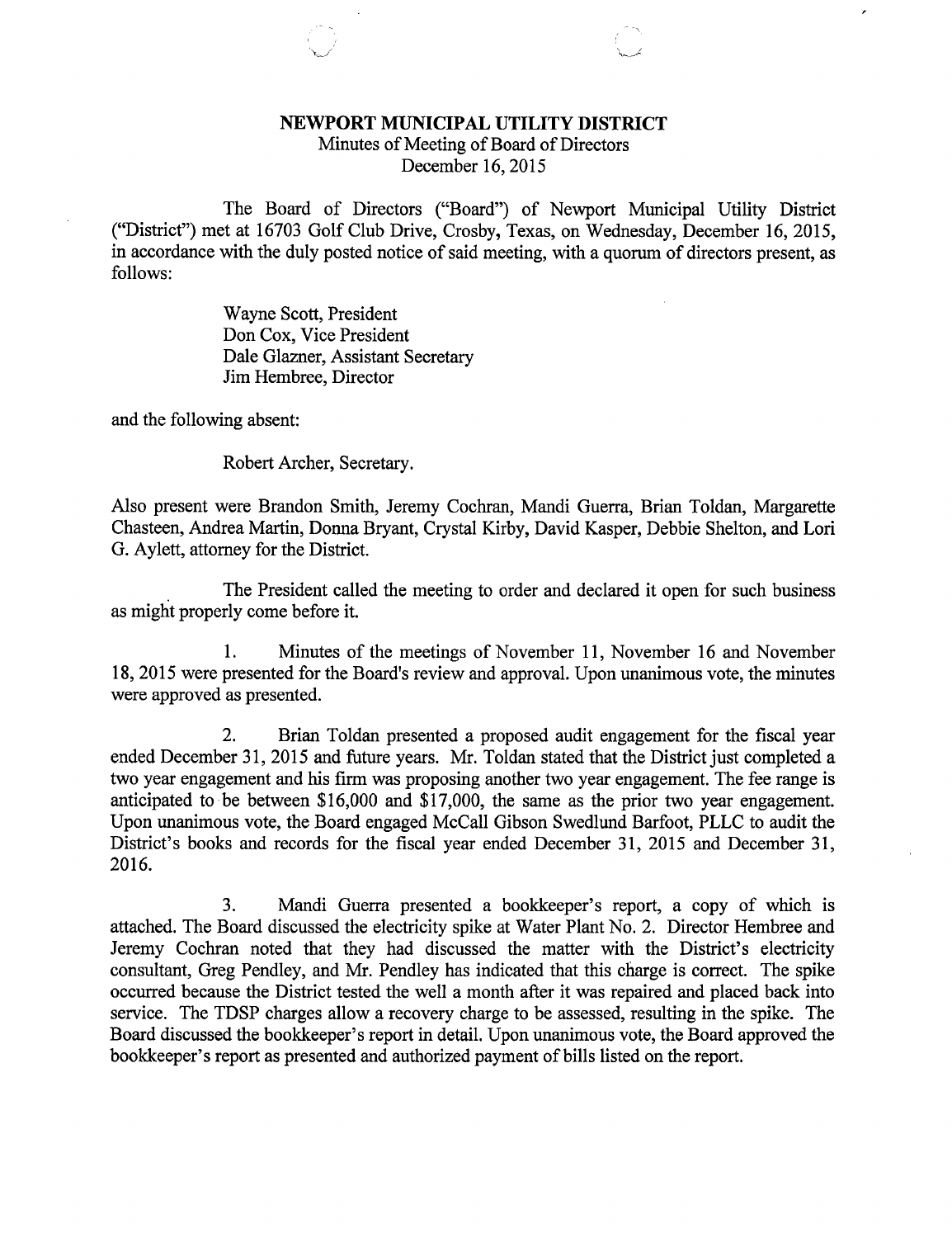# NEWPORT MUNICIPAL UTILITY DISTRICT

Minutes of Meeting of Board of Directors
December 16, 2015

The Board of Directors ("Board") of Newport Municipal Utility District ("District") met at 16703 Golf Club Drive, Crosby, Texas, on Wednesday, December 16, 2015, in accordance with the duly posted notice of said meeting, with a quorum of directors present, as follows:

Wayne Scott, President
Don Cox, Vice President
Dale Glazner, Assistant Secretary
Jim Hembree, Director

and the following absent:

Robert Archer, Secretary.

Also present were Brandon Smith, Jeremy Cochran, Mandi Guerra, Brian Toldan, Margarette Chasteen, Andrea Martin, Donna Bryant, Crystal Kirby, David Kasper, Debbie Shelton, and Lori G. Aylett, attorney for the District.

The President called the meeting to order and declared it open for such business as might properly come before it.

1. Minutes of the meetings of November 11, November 16 and November 18, 2015 were presented for the Board's review and approval. Upon unanimous vote, the minutes were approved as presented.

2. Brian Toldan presented a proposed audit engagement for the fiscal year ended December 31, 2015 and future years. Mr. Toldan stated that the District just completed a two year engagement and his firm was proposing another two year engagement. The fee range is anticipated to be between $16,000 and $17,000, the same as the prior two year engagement. Upon unanimous vote, the Board engaged McCall Gibson Swedlund Barfoot, PLLC to audit the District's books and records for the fiscal year ended December 31, 2015 and December 31, 2016.

3. Mandi Guerra presented a bookkeeper's report, a copy of which is attached. The Board discussed the electricity spike at Water Plant No. 2. Director Hembree and Jeremy Cochran noted that they had discussed the matter with the District's electricity consultant, Greg Pendley, and Mr. Pendley has indicated that this charge is correct. The spike occurred because the District tested the well a month after it was repaired and placed back into service. The TDSP charges allow a recovery charge to be assessed, resulting in the spike. The Board discussed the bookkeeper's report in detail. Upon unanimous vote, the Board approved the bookkeeper's report as presented and authorized payment of bills listed on the report.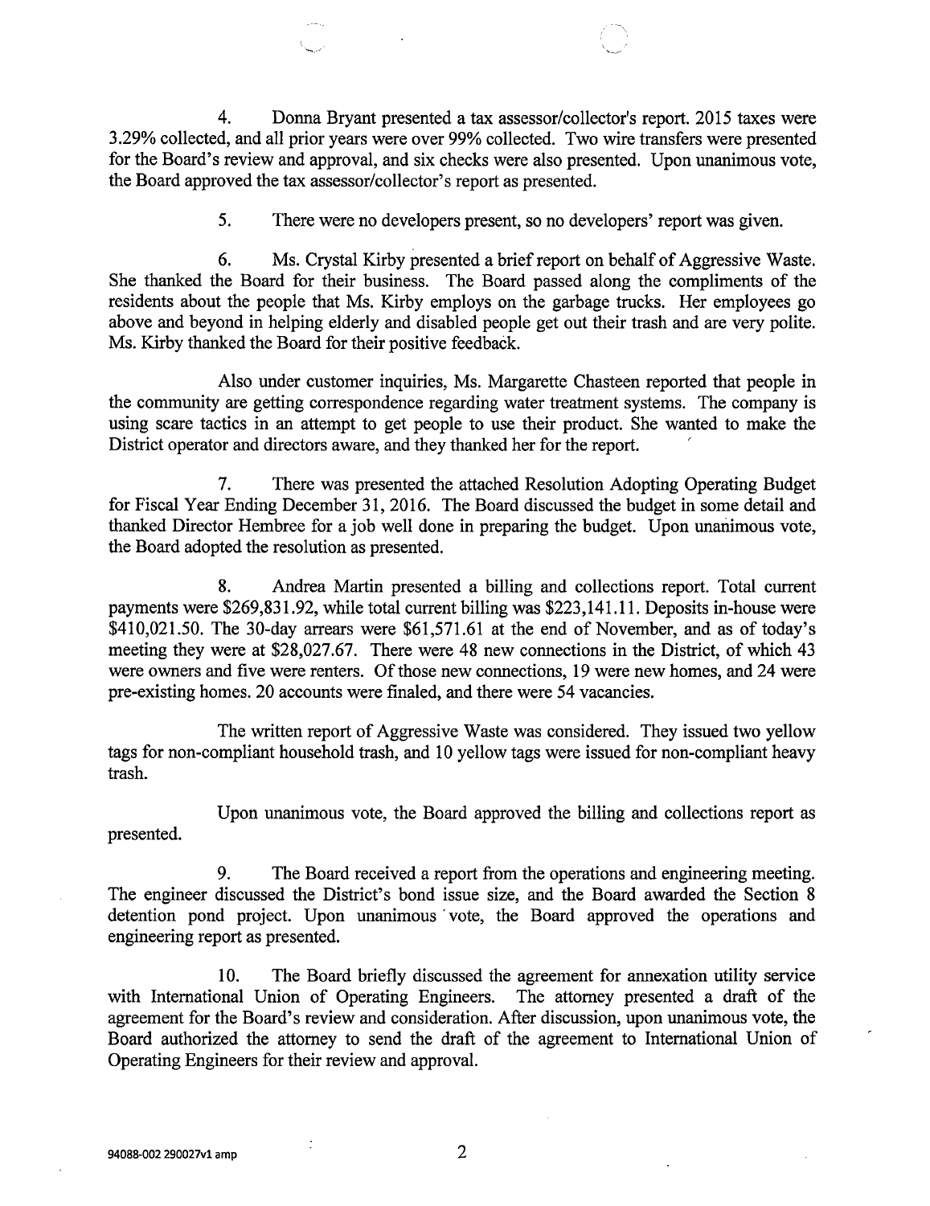4. Donna Bryant presented a tax assessor/collector's report. 2015 taxes were 3.29% collected, and all prior years were over 99% collected. Two wire transfers were presented for the Board's review and approval, and six checks were also presented. Upon unanimous vote, the Board approved the tax assessor/collector's report as presented.

5. There were no developers present, so no developers' report was given.

6. Ms. Crystal Kirby presented a brief report on behalf of Aggressive Waste. She thanked the Board for their business. The Board passed along the compliments of the residents about the people that Ms. Kirby employs on the garbage trucks. Her employees go above and beyond in helping elderly and disabled people get out their trash and are very polite. Ms. Kirby thanked the Board for their positive feedback.

Also under customer inquiries, Ms. Margarette Chasteen reported that people in the community are getting correspondence regarding water treatment systems. The company is using scare tactics in an attempt to get people to use their product. She wanted to make the District operator and directors aware, and they thanked her for the report.

7. There was presented the attached Resolution Adopting Operating Budget for Fiscal Year Ending December 31, 2016. The Board discussed the budget in some detail and thanked Director Hembree for a job well done in preparing the budget. Upon unanimous vote, the Board adopted the resolution as presented.

8. Andrea Martin presented a billing and collections report. Total current payments were $269,831.92, while total current billing was $223,141.11. Deposits in-house were $410,021.50. The 30-day arrears were $61,571.61 at the end of November, and as of today's meeting they were at $28,027.67. There were 48 new connections in the District, of which 43 were owners and five were renters. Of those new connections, 19 were new homes, and 24 were pre-existing homes. 20 accounts were finaled, and there were 54 vacancies.

The written report of Aggressive Waste was considered. They issued two yellow tags for non-compliant household trash, and 10 yellow tags were issued for non-compliant heavy trash.

Upon unanimous vote, the Board approved the billing and collections report as presented.

9. The Board received a report from the operations and engineering meeting. The engineer discussed the District's bond issue size, and the Board awarded the Section 8 detention pond project. Upon unanimous vote, the Board approved the operations and engineering report as presented.

10. The Board briefly discussed the agreement for annexation utility service with International Union of Operating Engineers. The attorney presented a draft of the agreement for the Board's review and consideration. After discussion, upon unanimous vote, the Board authorized the attorney to send the draft of the agreement to International Union of Operating Engineers for their review and approval.

94088-002 290027v1 amp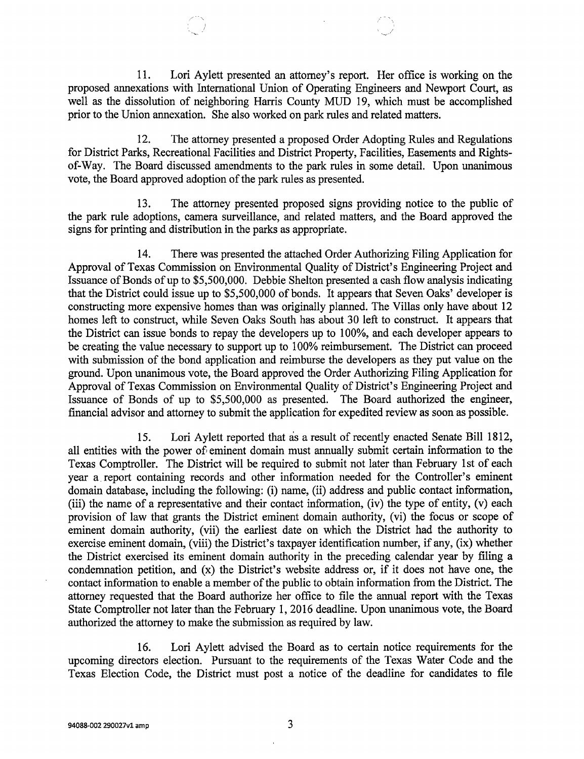11. Lori Aylett presented an attorney's report. Her office is working on the proposed annexations with International Union of Operating Engineers and Newport Court, as well as the dissolution of neighboring Harris County MUD 19, which must be accomplished prior to the Union annexation. She also worked on park rules and related matters.

12. The attorney presented a proposed Order Adopting Rules and Regulations for District Parks, Recreational Facilities and District Property, Facilities, Easements and Rights-of-Way. The Board discussed amendments to the park rules in some detail. Upon unanimous vote, the Board approved adoption of the park rules as presented.

13. The attorney presented proposed signs providing notice to the public of the park rule adoptions, camera surveillance, and related matters, and the Board approved the signs for printing and distribution in the parks as appropriate.

14. There was presented the attached Order Authorizing Filing Application for Approval of Texas Commission on Environmental Quality of District's Engineering Project and Issuance of Bonds of up to $5,500,000. Debbie Shelton presented a cash flow analysis indicating that the District could issue up to $5,500,000 of bonds. It appears that Seven Oaks' developer is constructing more expensive homes than was originally planned. The Villas only have about 12 homes left to construct, while Seven Oaks South has about 30 left to construct. It appears that the District can issue bonds to repay the developers up to 100%, and each developer appears to be creating the value necessary to support up to 100% reimbursement. The District can proceed with submission of the bond application and reimburse the developers as they put value on the ground. Upon unanimous vote, the Board approved the Order Authorizing Filing Application for Approval of Texas Commission on Environmental Quality of District's Engineering Project and Issuance of Bonds of up to $5,500,000 as presented. The Board authorized the engineer, financial advisor and attorney to submit the application for expedited review as soon as possible.

15. Lori Aylett reported that as a result of recently enacted Senate Bill 1812, all entities with the power of eminent domain must annually submit certain information to the Texas Comptroller. The District will be required to submit not later than February 1st of each year a report containing records and other information needed for the Controller's eminent domain database, including the following: (i) name, (ii) address and public contact information, (iii) the name of a representative and their contact information, (iv) the type of entity, (v) each provision of law that grants the District eminent domain authority, (vi) the focus or scope of eminent domain authority, (vii) the earliest date on which the District had the authority to exercise eminent domain, (viii) the District's taxpayer identification number, if any, (ix) whether the District exercised its eminent domain authority in the preceding calendar year by filing a condemnation petition, and (x) the District's website address or, if it does not have one, the contact information to enable a member of the public to obtain information from the District. The attorney requested that the Board authorize her office to file the annual report with the Texas State Comptroller not later than the February 1, 2016 deadline. Upon unanimous vote, the Board authorized the attorney to make the submission as required by law.

16. Lori Aylett advised the Board as to certain notice requirements for the upcoming directors election. Pursuant to the requirements of the Texas Water Code and the Texas Election Code, the District must post a notice of the deadline for candidates to file

94088-002 290027v1 amp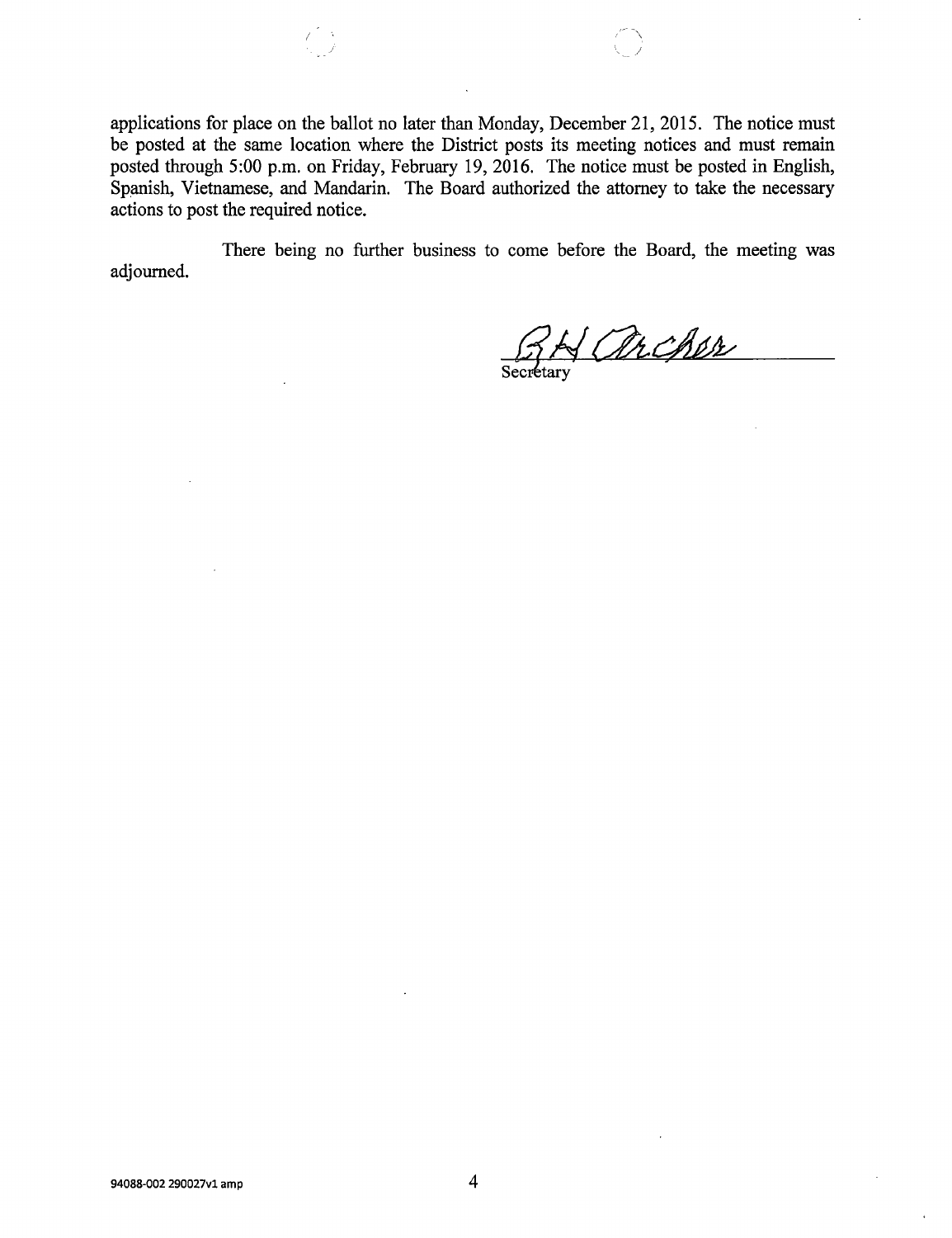applications for place on the ballot no later than Monday, December 21, 2015. The notice must be posted at the same location where the District posts its meeting notices and must remain posted through 5:00 p.m. on Friday, February 19, 2016. The notice must be posted in English, Spanish, Vietnamese, and Mandarin. The Board authorized the attorney to take the necessary actions to post the required notice.

There being no further business to come before the Board, the meeting was adjourned.

RH Archer

Secretary

94088-002 290027v1 amp